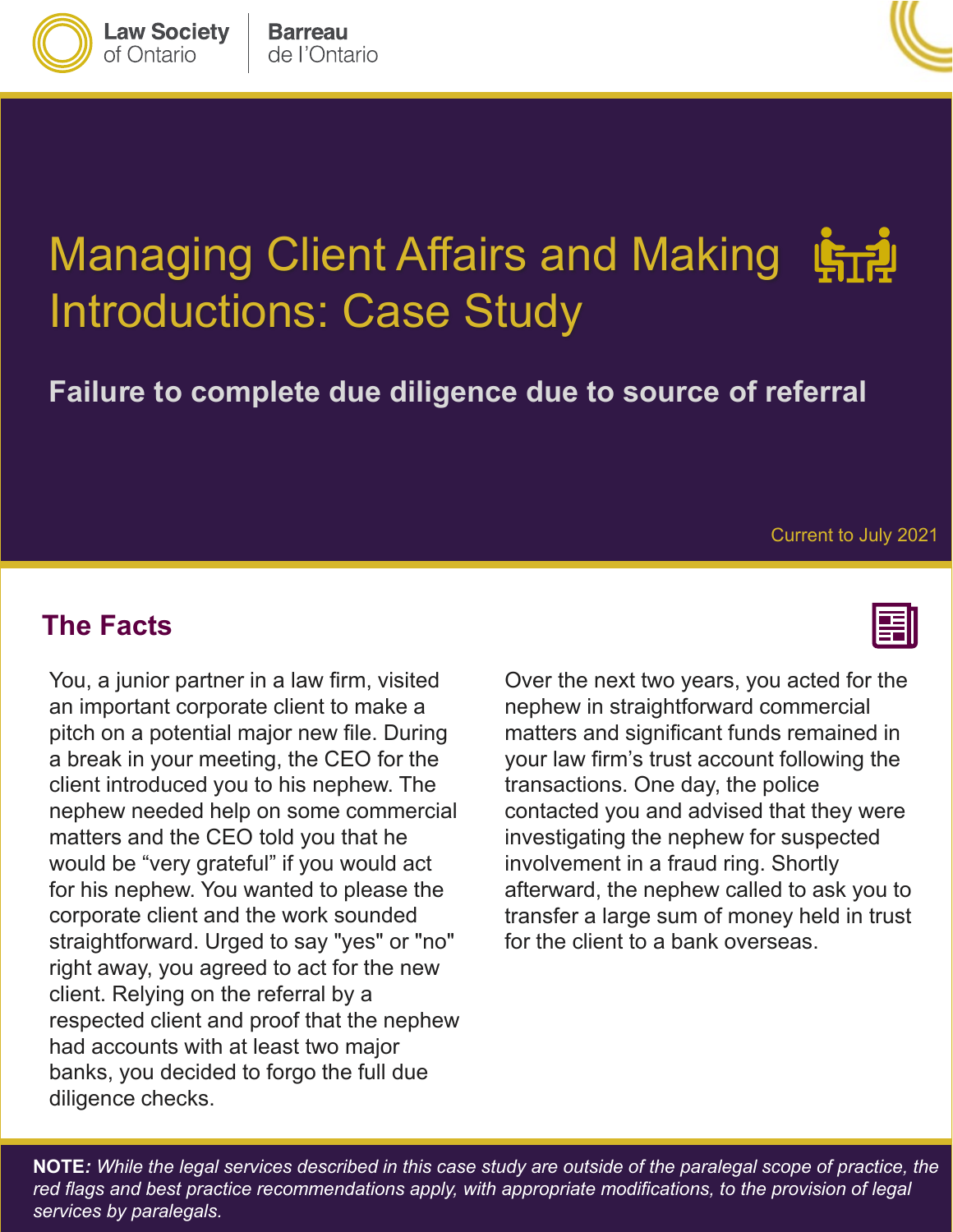Law Society of Ontario | Barreau de l'Ontario

# Managing Client Affairs and Making Introductions: Case Study

**Failure to complete due diligence due to source of referral**

Current to July 2021

## The Facts

You, a junior partner in a law firm, visited an important corporate client to make a pitch on a potential major new file. During a break in your meeting, the CEO for the client introduced you to his nephew. The nephew needed help on some commercial matters and the CEO told you that he would be "very grateful" if you would act for his nephew. You wanted to please the corporate client and the work sounded straightforward. Urged to say "yes" or "no" right away, you agreed to act for the new client. Relying on the referral by a respected client and proof that the nephew had accounts with at least two major banks, you decided to forgo the full due diligence checks.

Over the next two years, you acted for the nephew in straightforward commercial matters and significant funds remained in your law firm's trust account following the transactions. One day, the police contacted you and advised that they were investigating the nephew for suspected involvement in a fraud ring. Shortly afterward, the nephew called to ask you to transfer a large sum of money held in trust for the client to a bank overseas.

**NOTE***: While the legal services described in this case study are outside of the paralegal scope of practice, the red flags and best practice recommendations apply, with appropriate modifications, to the provision of legal services by paralegals.*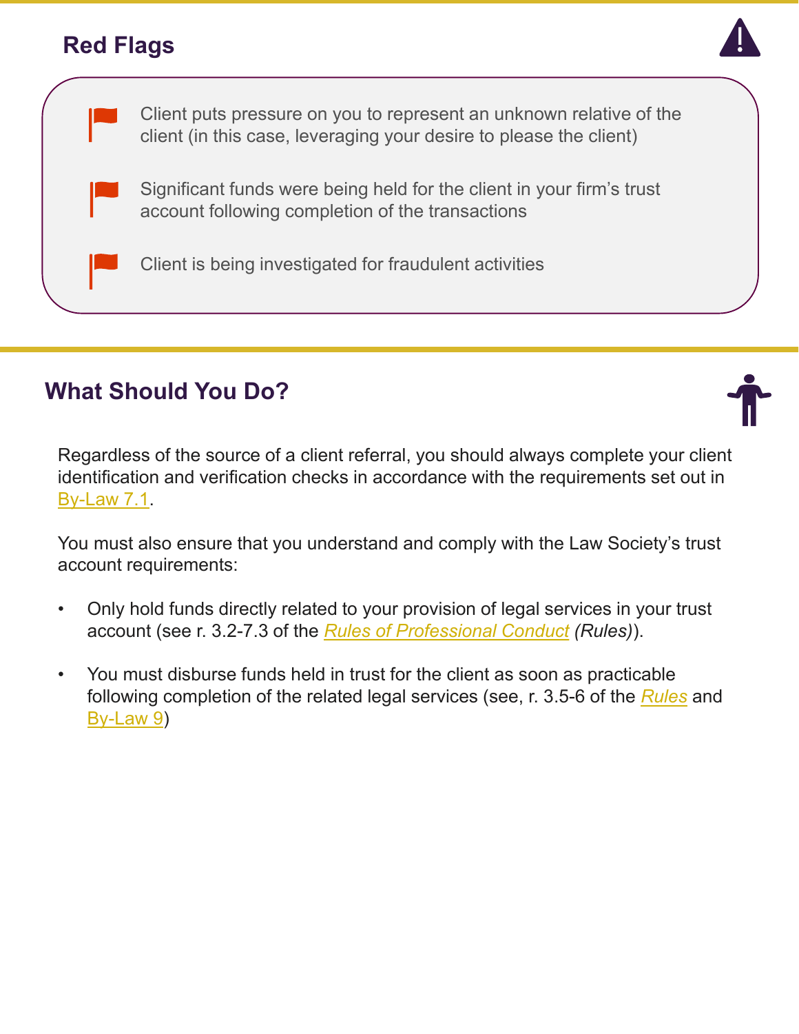## Red Flags

- Client puts pressure on you to represent an unknown relative of the client (in this case, leveraging your desire to please the client)
- Significant funds were being held for the client in your firm's trust account following completion of the transactions
- Client is being investigated for fraudulent activities

## What Should You Do?

Regardless of the source of a client referral, you should always complete your client identification and verification checks in accordance with the requirements set out in By-Law 7.1.

You must also ensure that you understand and comply with the Law Society's trust account requirements:

- Only hold funds directly related to your provision of legal services in your trust account (see r. 3.2-7.3 of the *Rules of Professional Conduct* (*Rules)*).
- You must disburse funds held in trust for the client as soon as practicable following completion of the related legal services (see, r. 3.5-6 of the *Rules* and By-Law 9)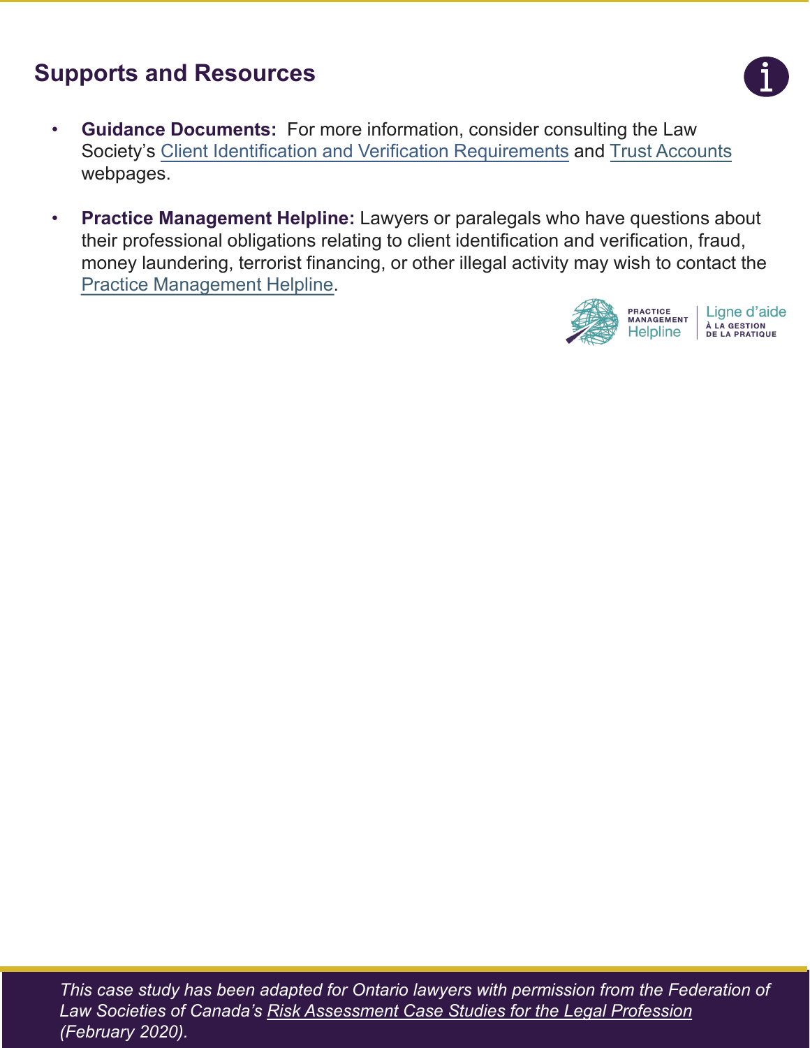## Supports and Resources

- **Guidance Documents:** For more information, consider consulting the Law Society's Client Identification and Verification Requirements and Trust Accounts webpages.

- **Practice Management Helpline:** Lawyers or paralegals who have questions about their professional obligations relating to client identification and verification, fraud, money laundering, terrorist financing, or other illegal activity may wish to contact the Practice Management Helpline.

PRACTICE MANAGEMENT Helpline | Ligne d'aide À LA GESTION DE LA PRATIQUE

*This case study has been adapted for Ontario lawyers with permission from the Federation of Law Societies of Canada's Risk Assessment Case Studies for the Legal Profession (February 2020).*